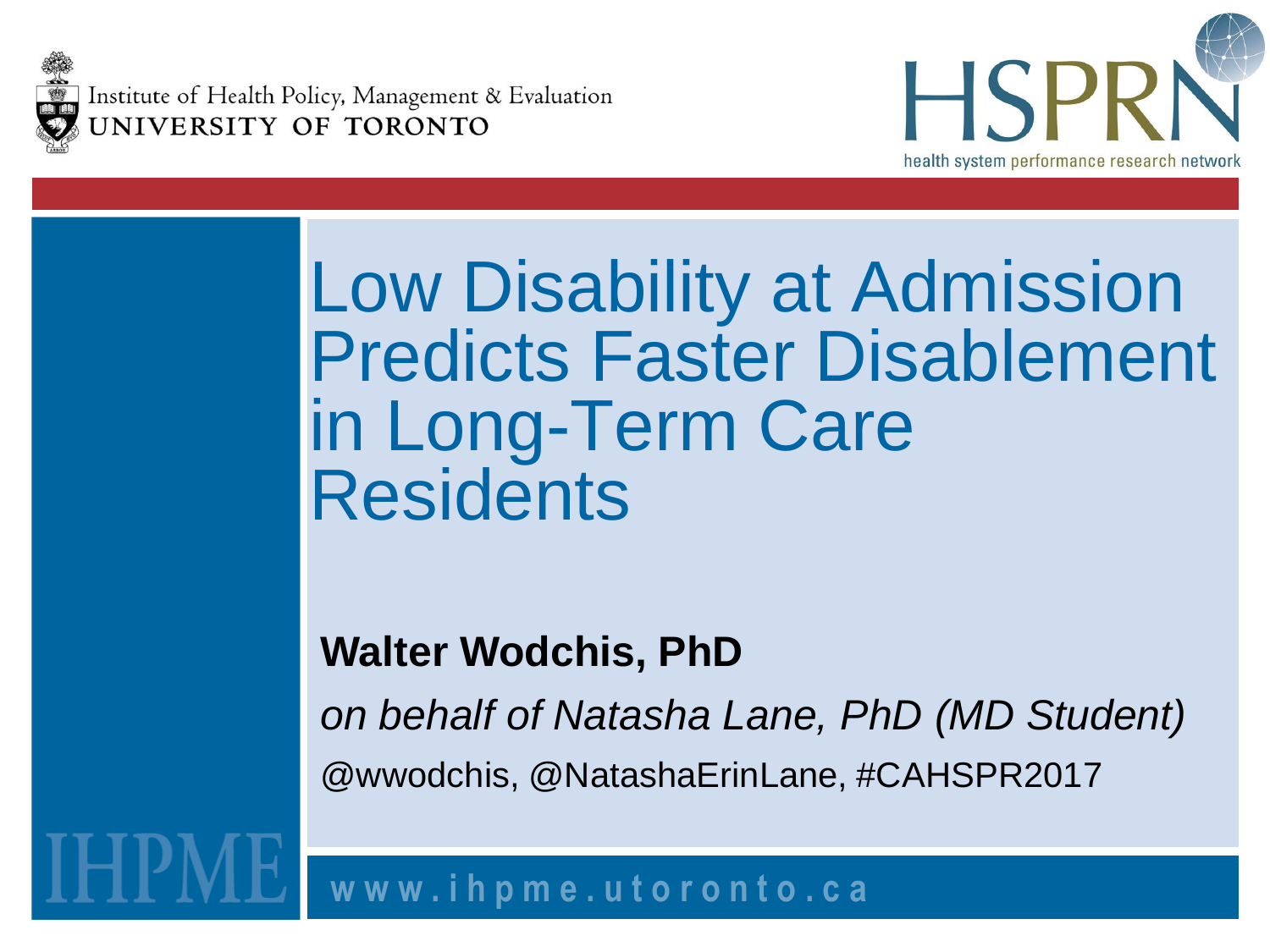Institute of Health Policy, Management & Evaluation
UNIVERSITY OF TORONTO

HSPRN
health system performance research network

# Low Disability at Admission Predicts Faster Disablement in Long-Term Care Residents

**Walter Wodchis, PhD**

*on behalf of Natasha Lane, PhD (MD Student)*

@wwodchis, @NatashaErinLane, #CAHSPR2017

IHPME

www.ihpme.utoronto.ca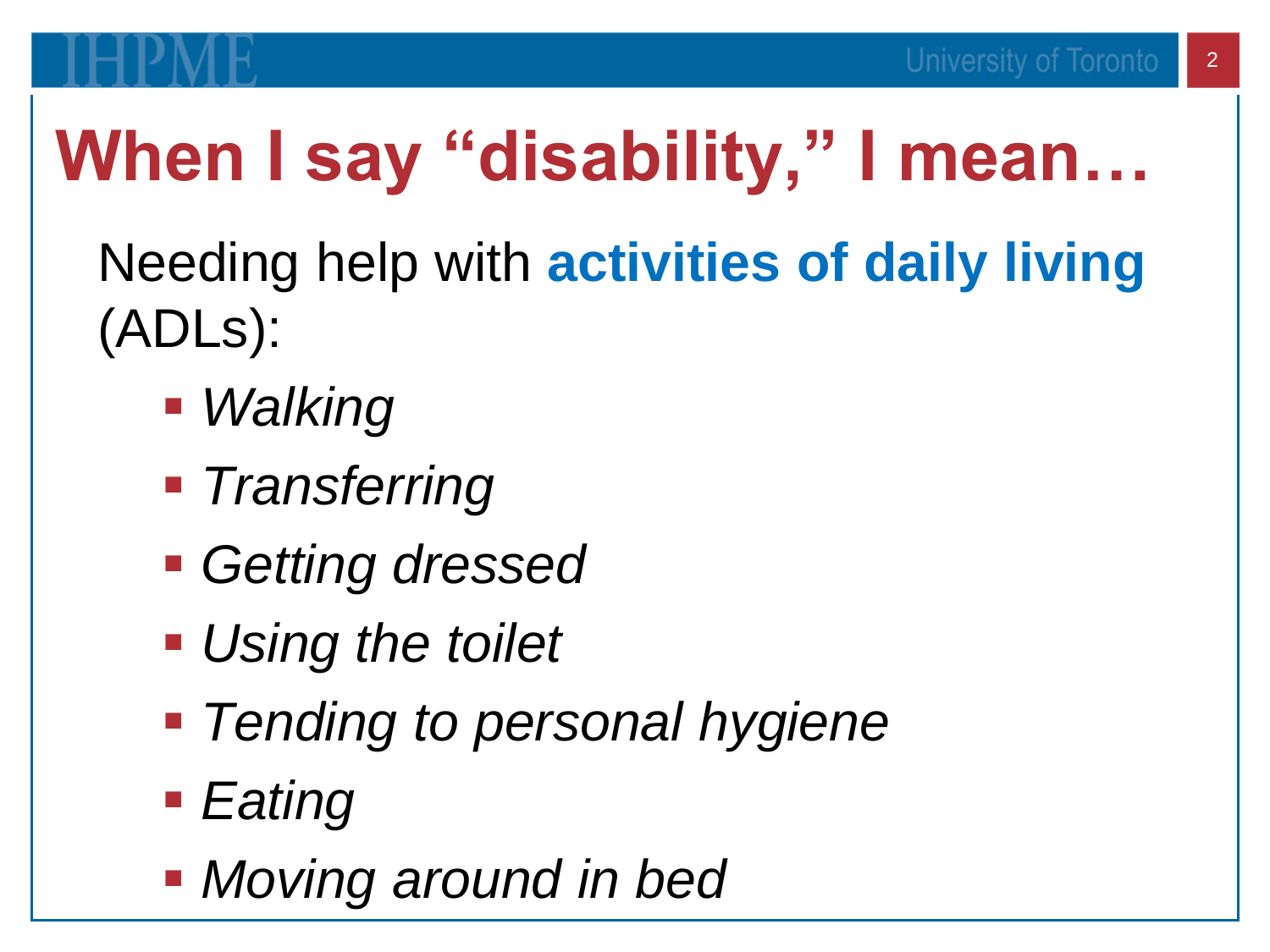# When I say "disability," I mean…

Needing help with **activities of daily living** (ADLs):

- *Walking*
- *Transferring*
- *Getting dressed*
- *Using the toilet*
- *Tending to personal hygiene*
- *Eating*
- *Moving around in bed*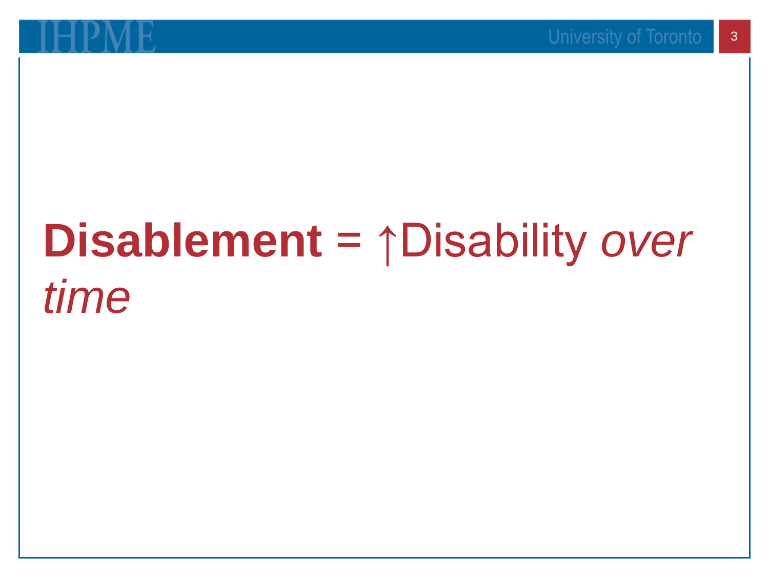**Disablement** = ↑Disability *over time*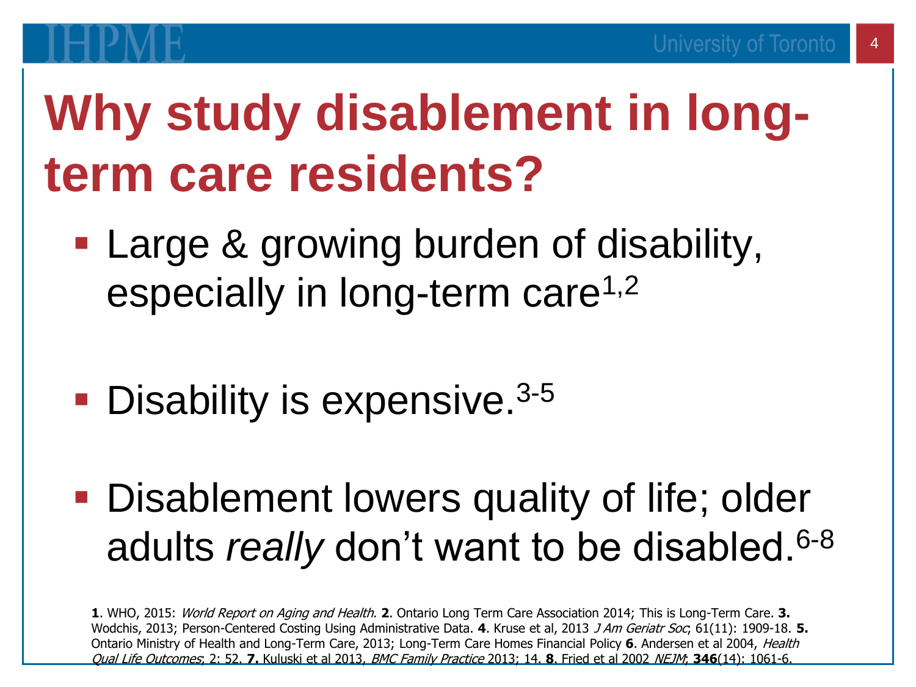# Why study disablement in long-term care residents?

- Large & growing burden of disability, especially in long-term care[1,2]
- Disability is expensive.[3-5]
- Disablement lowers quality of life; older adults *really* don't want to be disabled.[6-8]

**1**. WHO, 2015: *World Report on Aging and Health*. **2**. Ontario Long Term Care Association 2014; This is Long-Term Care. **3.** Wodchis, 2013; Person-Centered Costing Using Administrative Data. **4**. Kruse et al, 2013 *J Am Geriatr Soc*; 61(11): 1909-18. **5.** Ontario Ministry of Health and Long-Term Care, 2013; Long-Term Care Homes Financial Policy **6**. Andersen et al 2004, *Health Qual Life Outcomes*; 2: 52. **7.** Kuluski et al 2013, *BMC Family Practice* 2013; 14. **8**. Fried et al 2002 *NEJM*; **346**(14): 1061-6.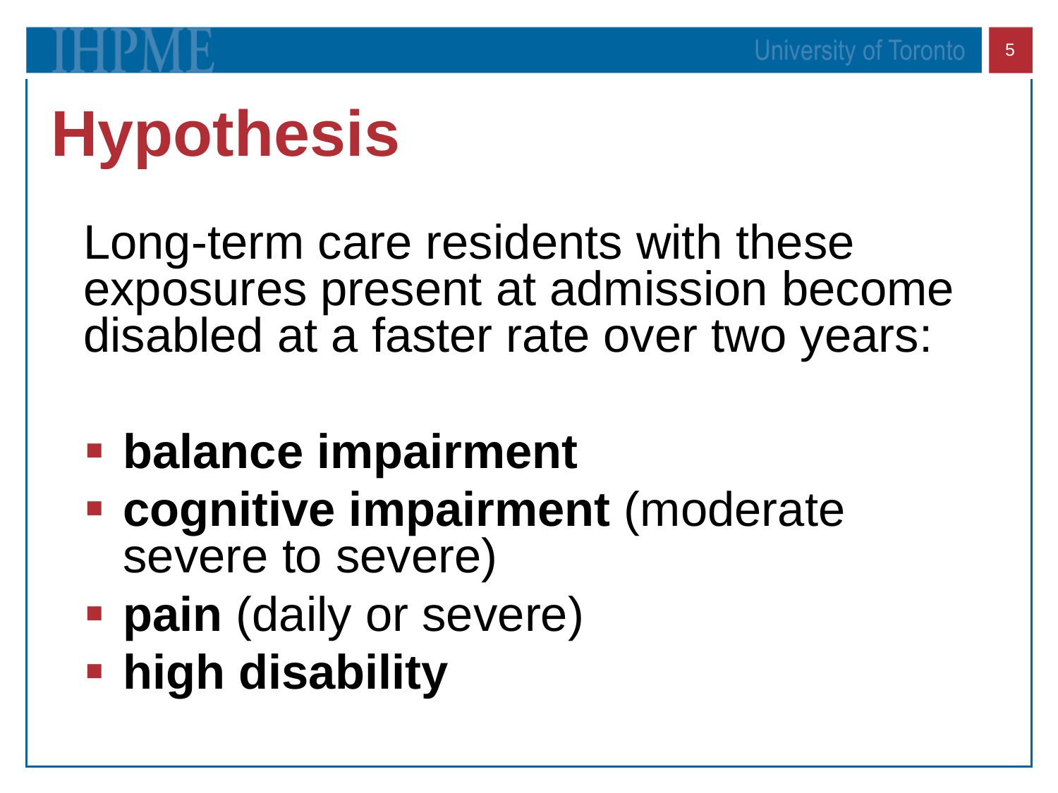# Hypothesis

Long-term care residents with these exposures present at admission become disabled at a faster rate over two years:

- **balance impairment**
- **cognitive impairment** (moderate severe to severe)
- **pain** (daily or severe)
- **high disability**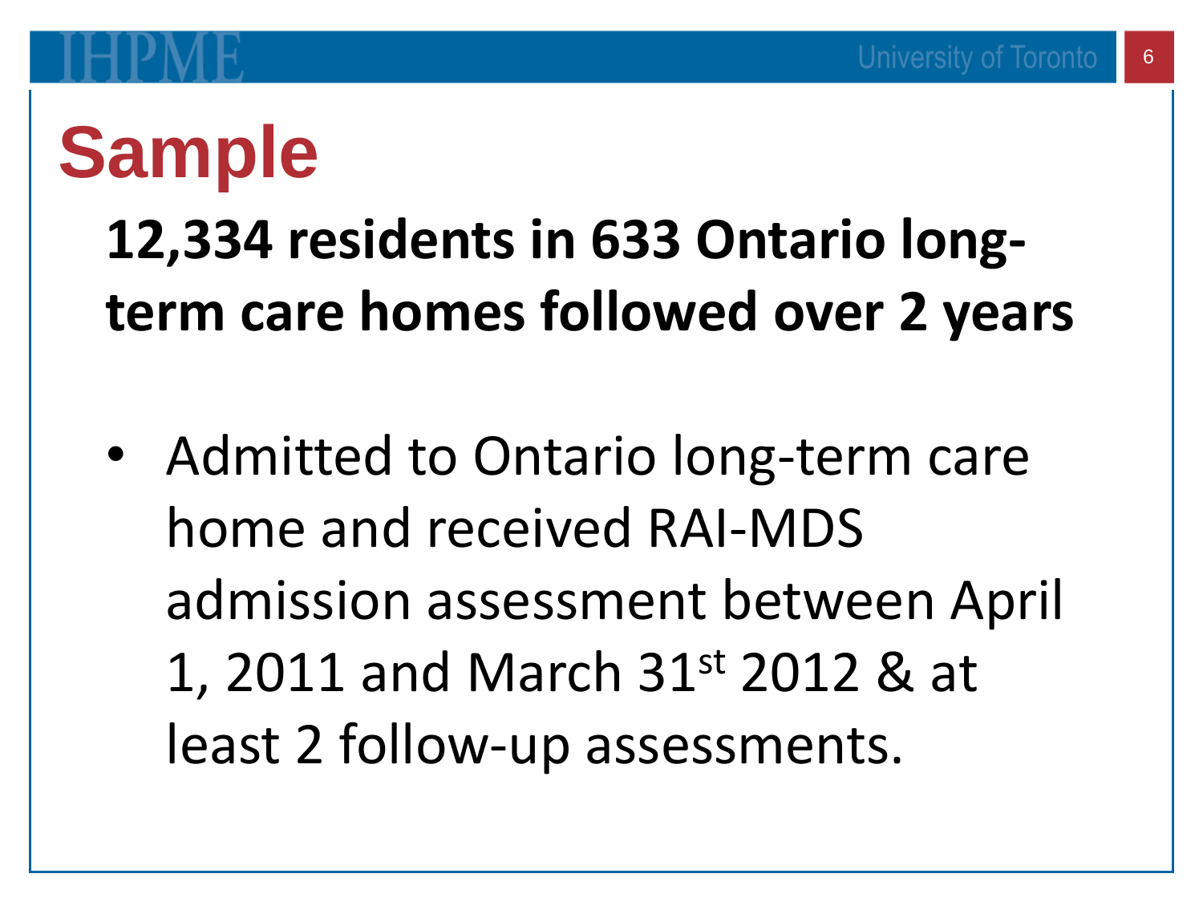# Sample

**12,334 residents in 633 Ontario long-term care homes followed over 2 years**

- Admitted to Ontario long-term care home and received RAI-MDS admission assessment between April 1, 2011 and March 31st 2012 & at least 2 follow-up assessments.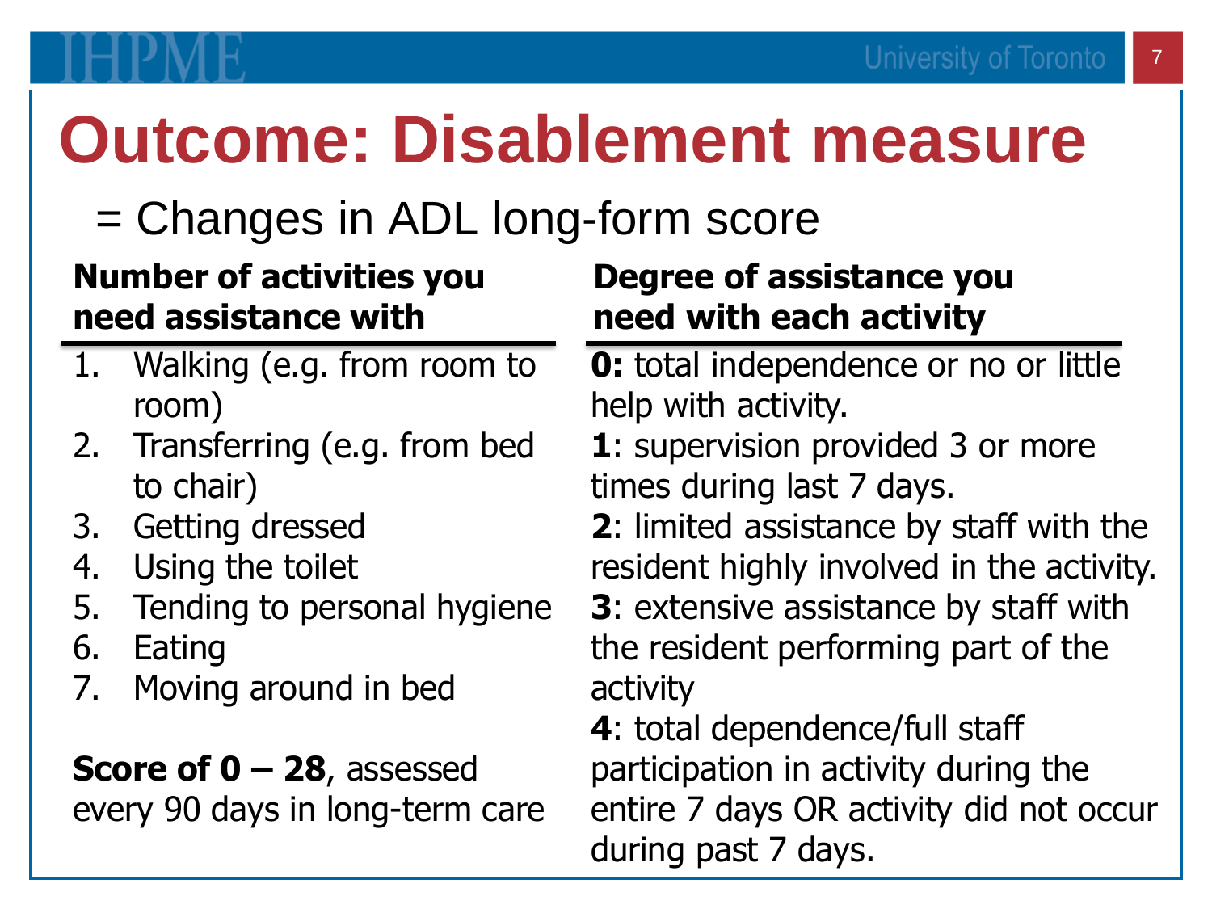# Outcome: Disablement measure

= Changes in ADL long-form score

**Number of activities you need assistance with**

1. Walking (e.g. from room to room)
2. Transferring (e.g. from bed to chair)
3. Getting dressed
4. Using the toilet
5. Tending to personal hygiene
6. Eating
7. Moving around in bed

**Score of 0 – 28**, assessed every 90 days in long-term care

**Degree of assistance you need with each activity**

**0:** total independence or no or little help with activity.
**1**: supervision provided 3 or more times during last 7 days.
**2**: limited assistance by staff with the resident highly involved in the activity.
**3**: extensive assistance by staff with the resident performing part of the activity
**4**: total dependence/full staff participation in activity during the entire 7 days OR activity did not occur during past 7 days.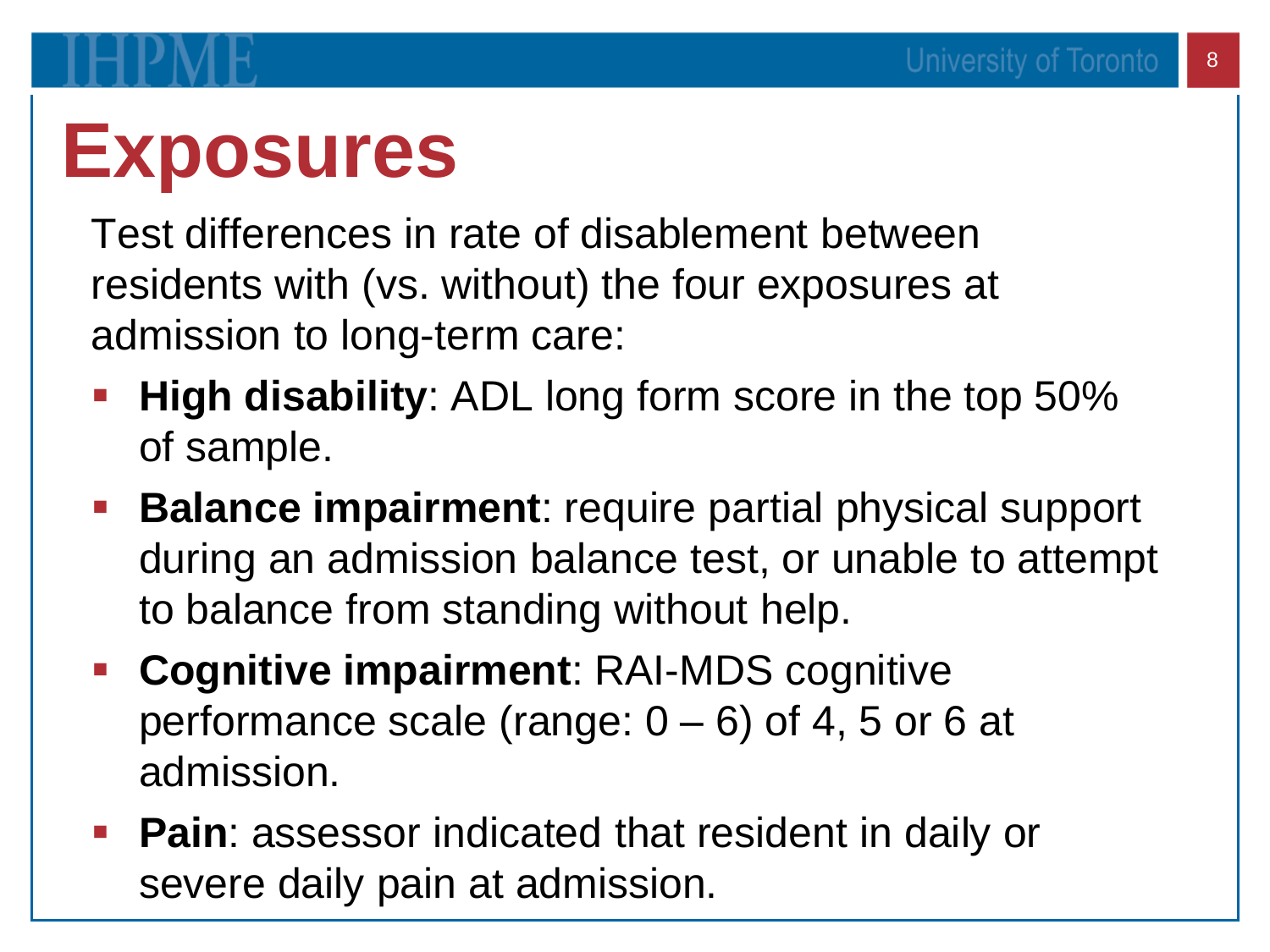# Exposures

Test differences in rate of disablement between residents with (vs. without) the four exposures at admission to long-term care:

- **High disability**: ADL long form score in the top 50% of sample.
- **Balance impairment**: require partial physical support during an admission balance test, or unable to attempt to balance from standing without help.
- **Cognitive impairment**: RAI-MDS cognitive performance scale (range: 0 – 6) of 4, 5 or 6 at admission.
- **Pain**: assessor indicated that resident in daily or severe daily pain at admission.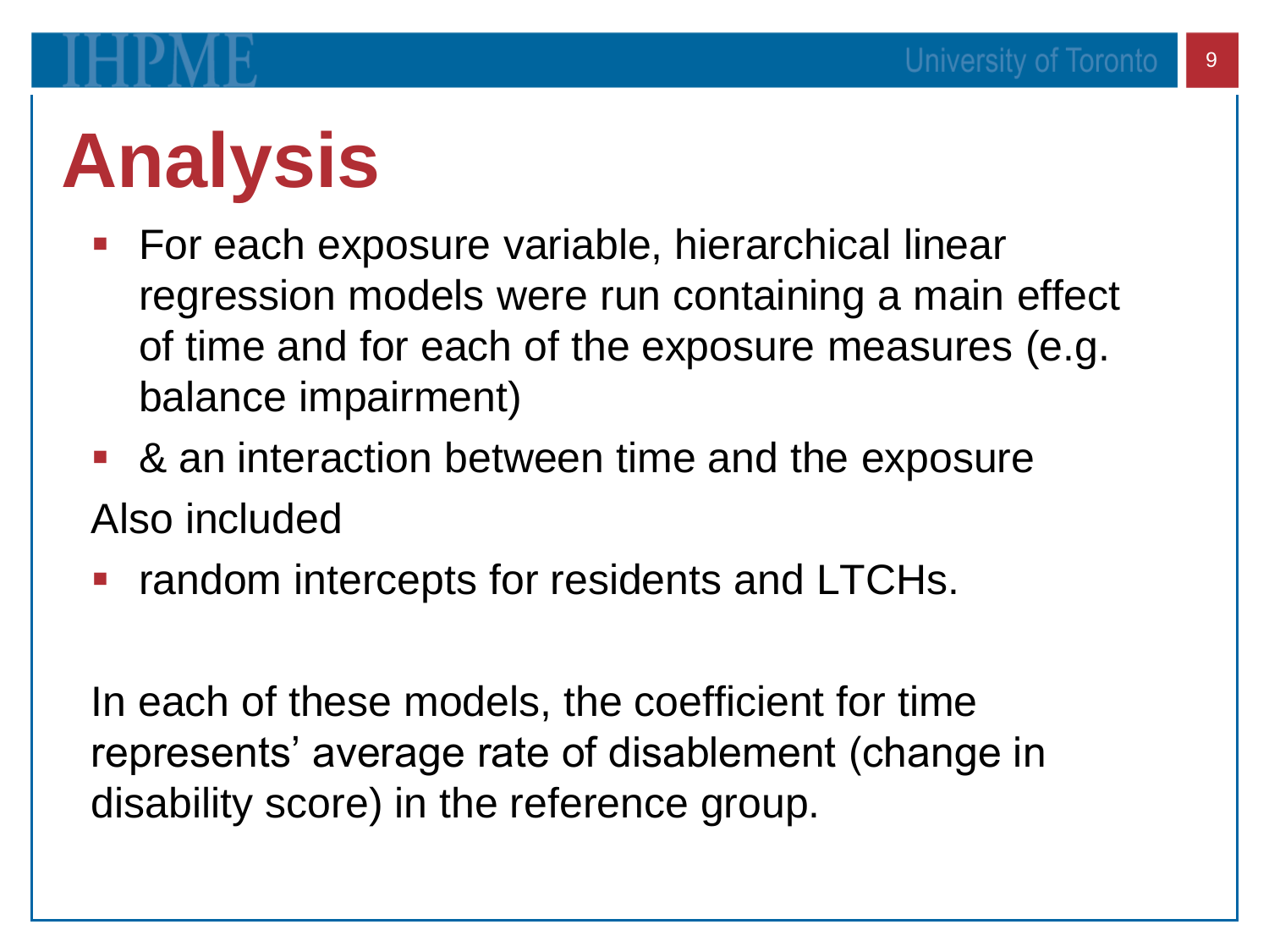# Analysis

- For each exposure variable, hierarchical linear regression models were run containing a main effect of time and for each of the exposure measures (e.g. balance impairment)
- & an interaction between time and the exposure

Also included

- random intercepts for residents and LTCHs.

In each of these models, the coefficient for time represents' average rate of disablement (change in disability score) in the reference group.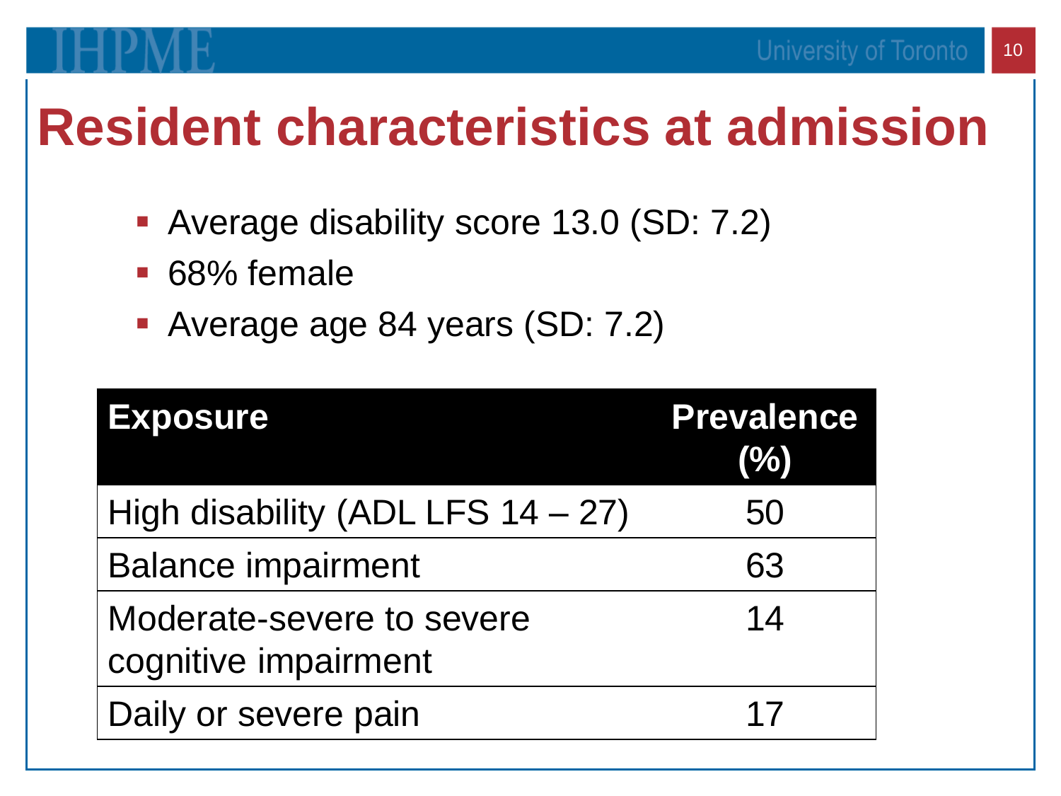# Resident characteristics at admission

- Average disability score 13.0 (SD: 7.2)
- 68% female
- Average age 84 years (SD: 7.2)

| Exposure | Prevalence (%) |
|---|---|
| High disability (ADL LFS 14 – 27) | 50 |
| Balance impairment | 63 |
| Moderate-severe to severe cognitive impairment | 14 |
| Daily or severe pain | 17 |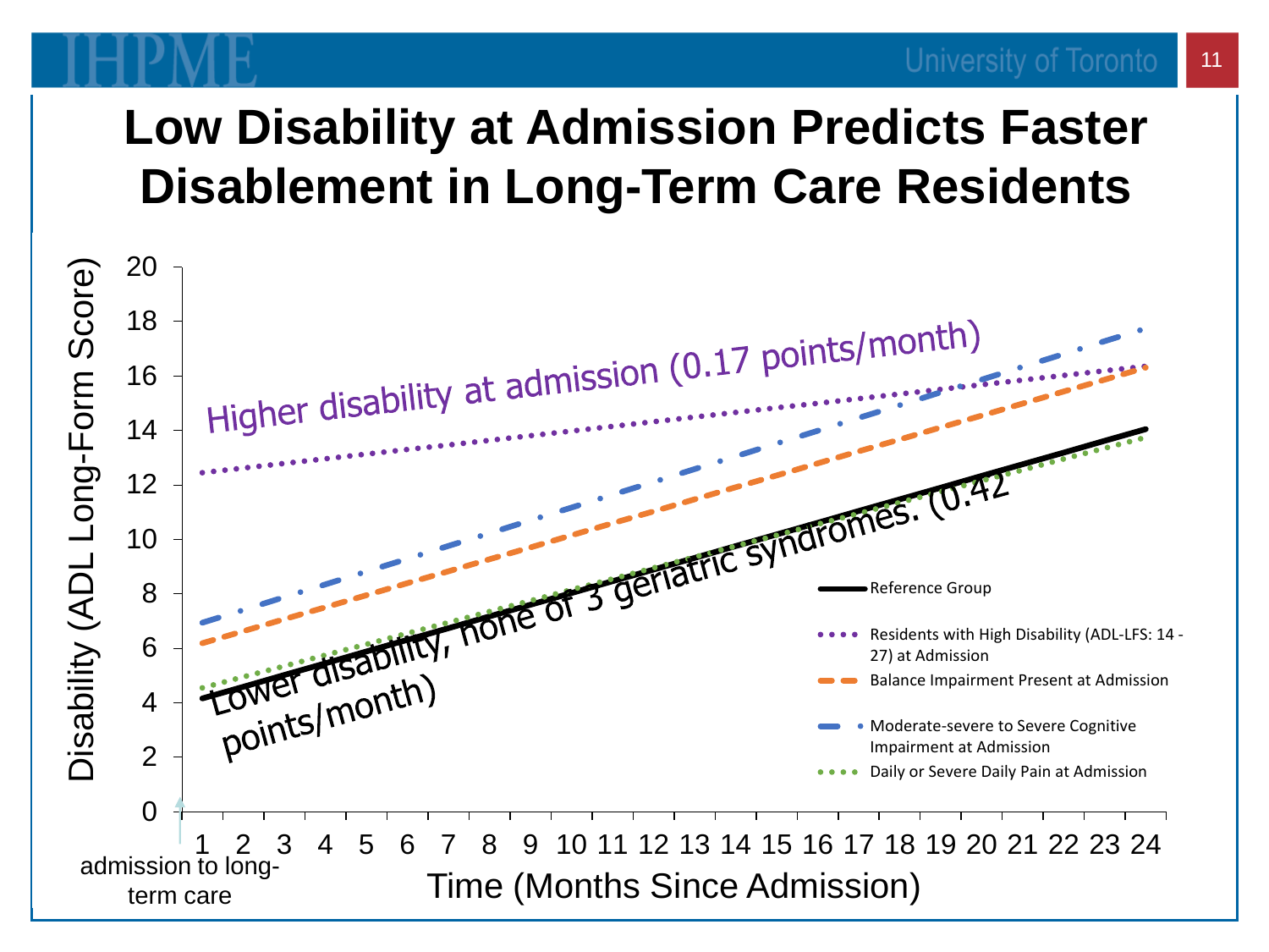# Low Disability at Admission Predicts Faster Disablement in Long-Term Care Residents

Disability (ADL Long-Form Score)

Higher disability at admission (0.17 points/month)

Lower disability, none of 3 geriatric syndromes. (0.42 points/month)

- Reference Group
- Residents with High Disability (ADL-LFS: 14 - 27) at Admission
- Balance Impairment Present at Admission
- Moderate-severe to Severe Cognitive Impairment at Admission
- Daily or Severe Daily Pain at Admission

admission to long-term care

Time (Months Since Admission)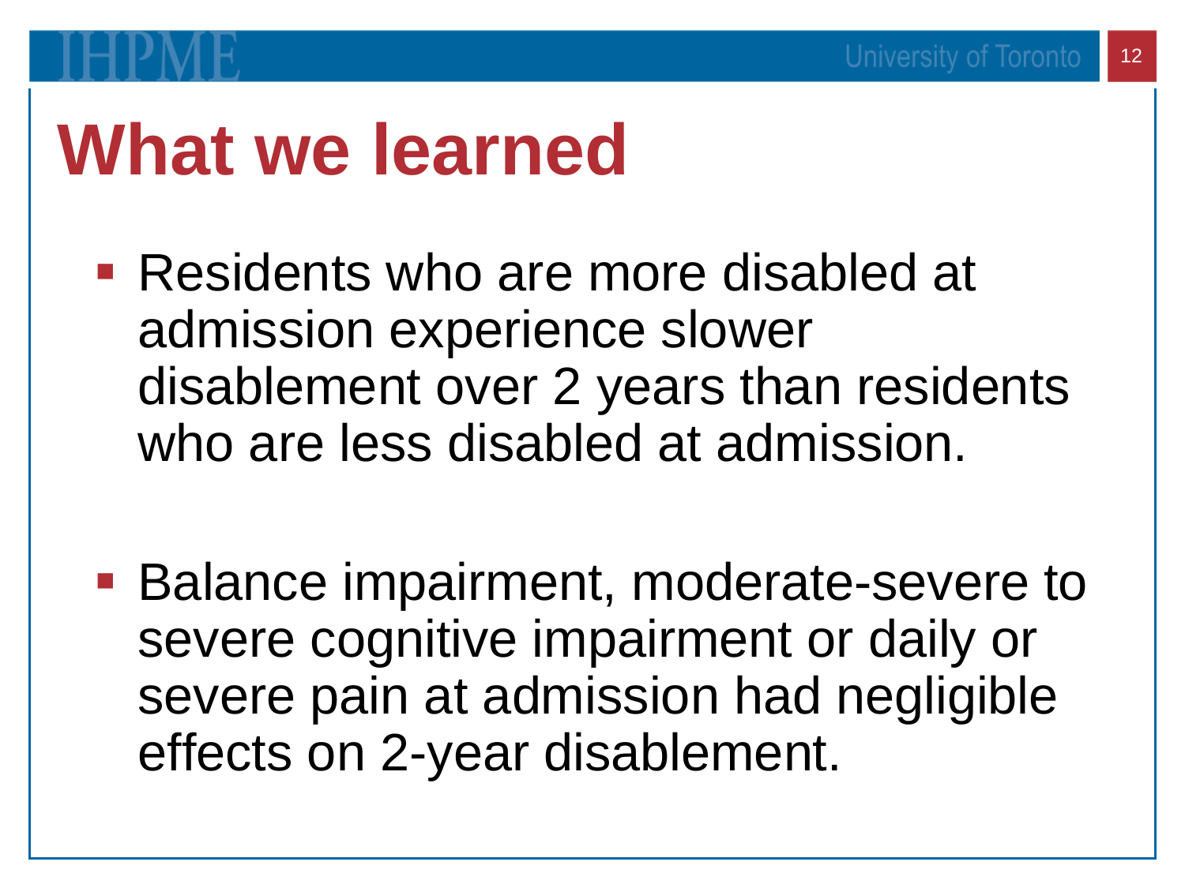# What we learned

- Residents who are more disabled at admission experience slower disablement over 2 years than residents who are less disabled at admission.

- Balance impairment, moderate-severe to severe cognitive impairment or daily or severe pain at admission had negligible effects on 2-year disablement.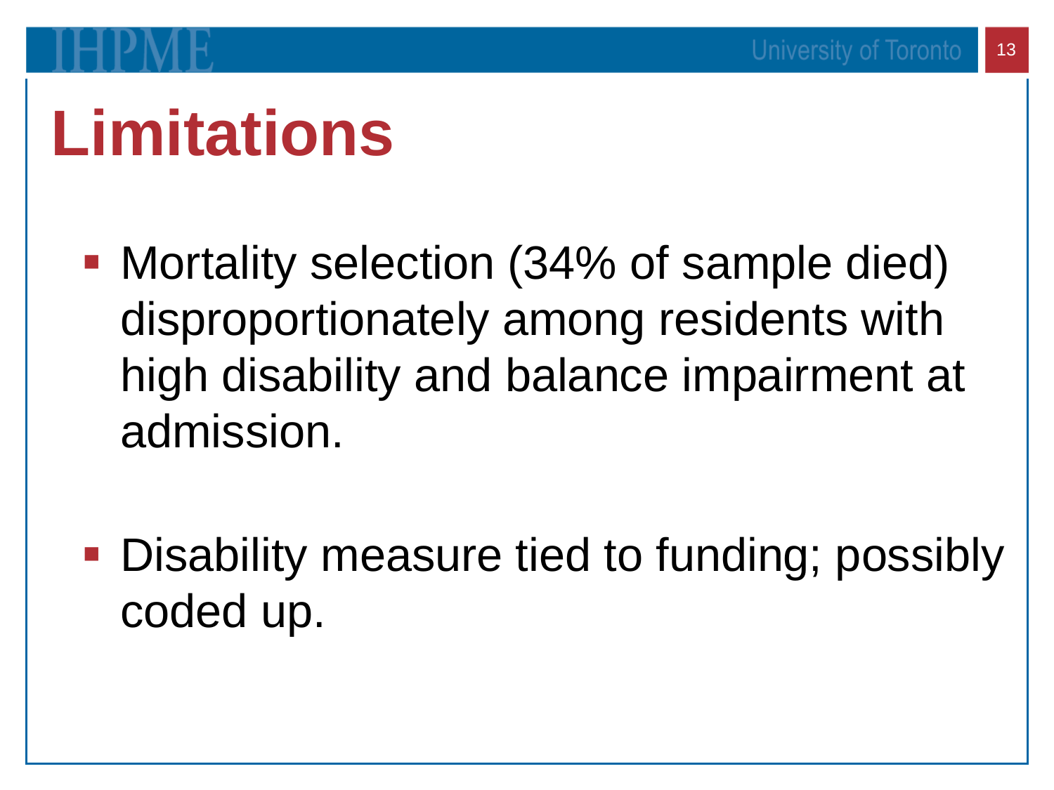# Limitations

- Mortality selection (34% of sample died) disproportionately among residents with high disability and balance impairment at admission.
- Disability measure tied to funding; possibly coded up.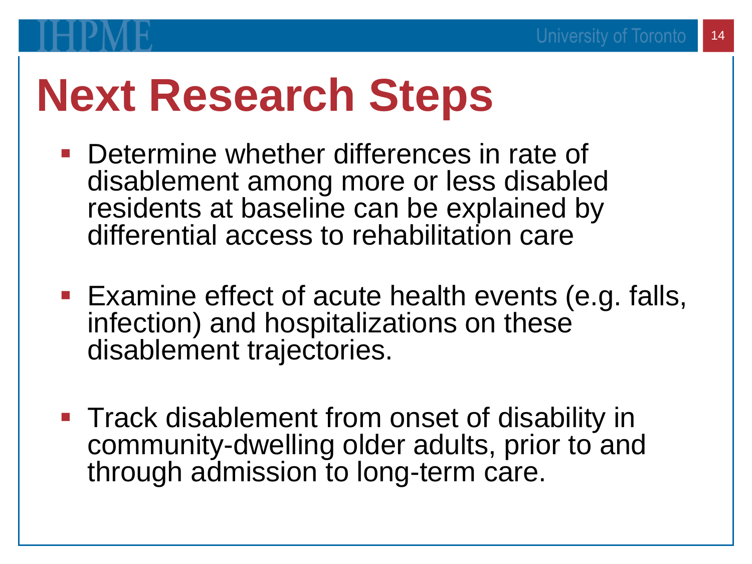# Next Research Steps

- Determine whether differences in rate of disablement among more or less disabled residents at baseline can be explained by differential access to rehabilitation care
- Examine effect of acute health events (e.g. falls, infection) and hospitalizations on these disablement trajectories.
- Track disablement from onset of disability in community-dwelling older adults, prior to and through admission to long-term care.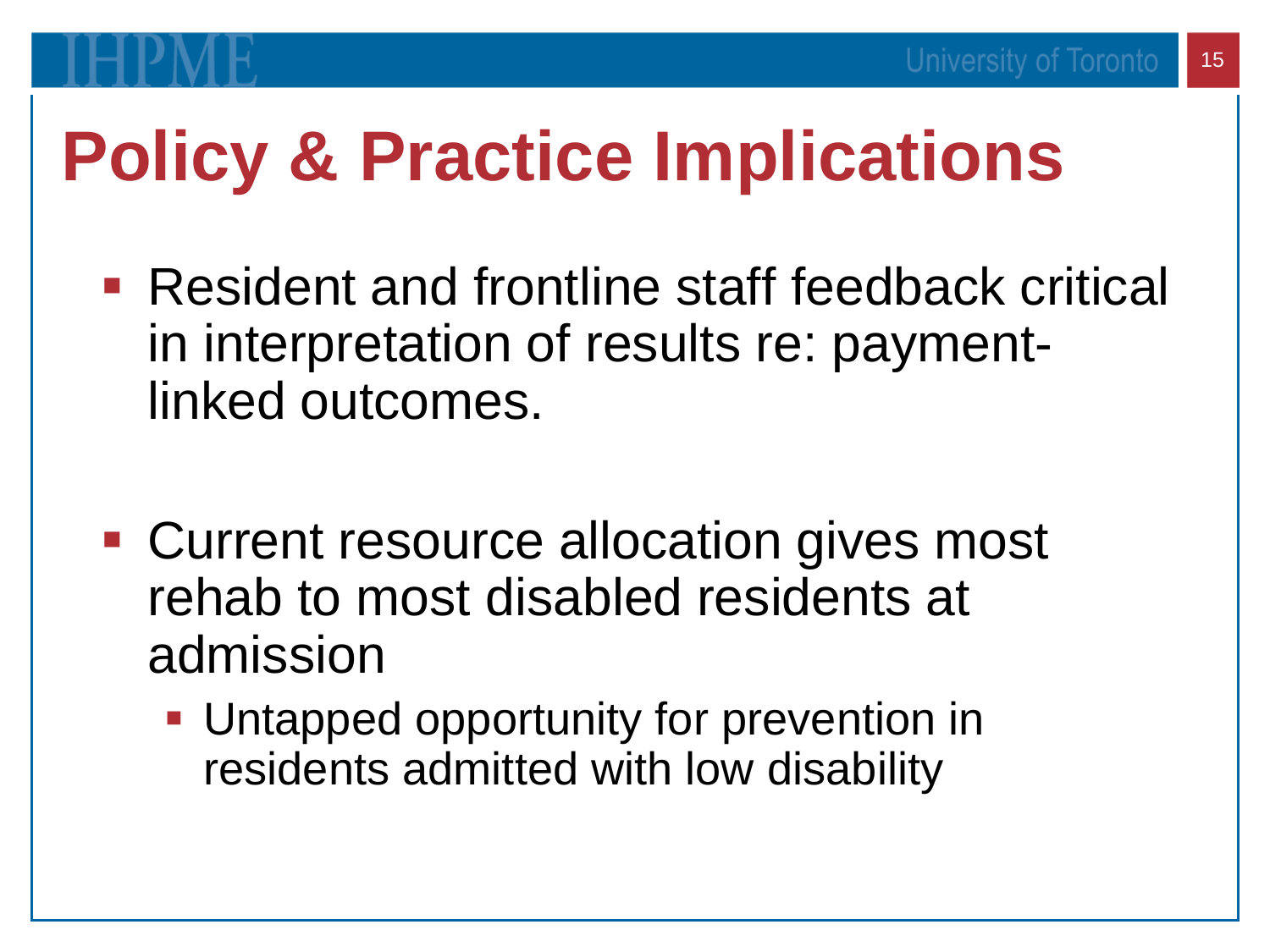# Policy & Practice Implications

- Resident and frontline staff feedback critical in interpretation of results re: payment-linked outcomes.
- Current resource allocation gives most rehab to most disabled residents at admission
  - Untapped opportunity for prevention in residents admitted with low disability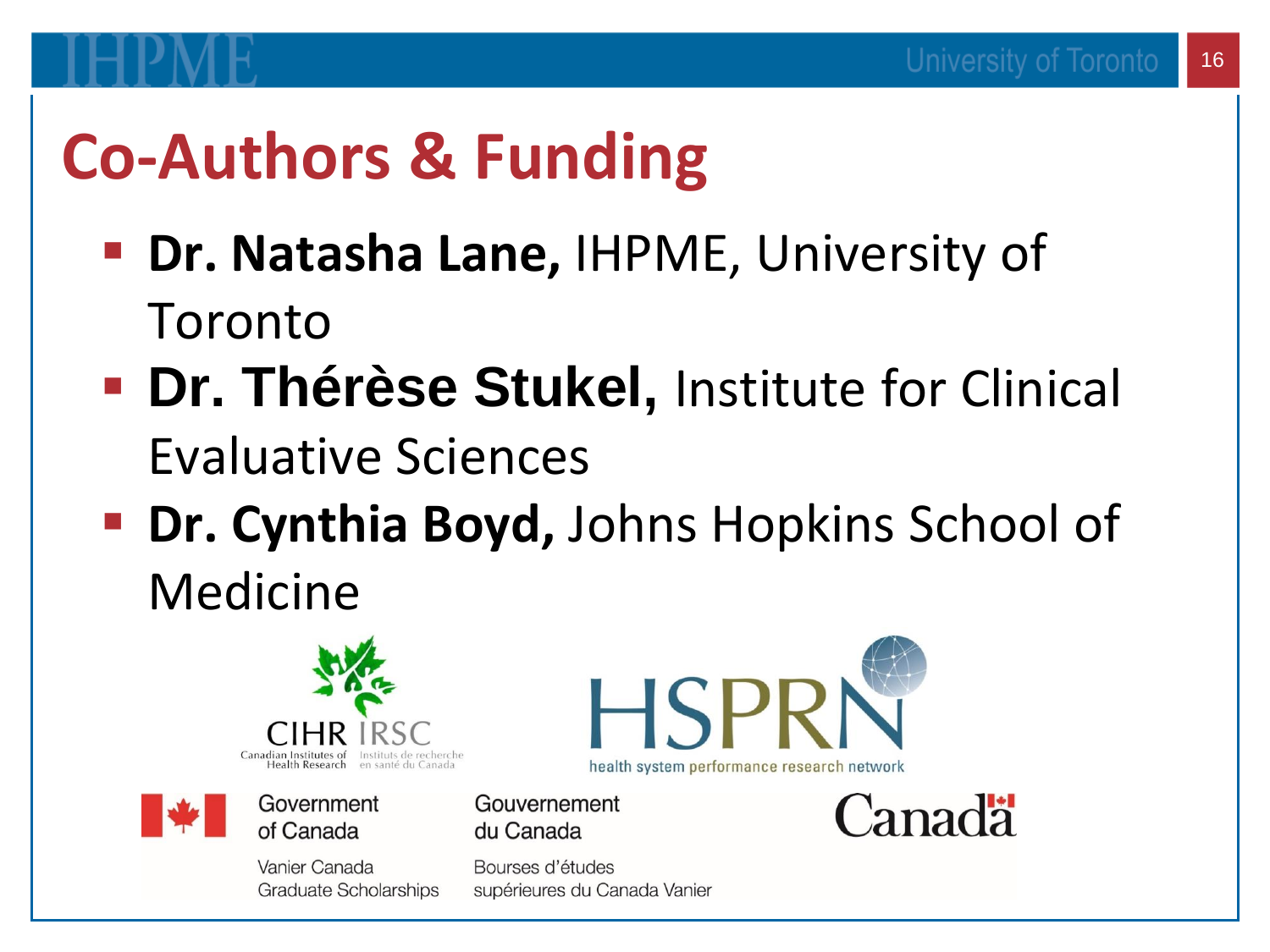# Co-Authors & Funding

- **Dr. Natasha Lane,** IHPME, University of Toronto
- **Dr. Thérèse Stukel,** Institute for Clinical Evaluative Sciences
- **Dr. Cynthia Boyd,** Johns Hopkins School of Medicine

CIHR IRSC
Canadian Institutes of Health Research | Instituts de recherche en santé du Canada

HSPRN
health system performance research network

Government of Canada | Gouvernement du Canada

Vanier Canada Graduate Scholarships | Bourses d'études supérieures du Canada Vanier

Canada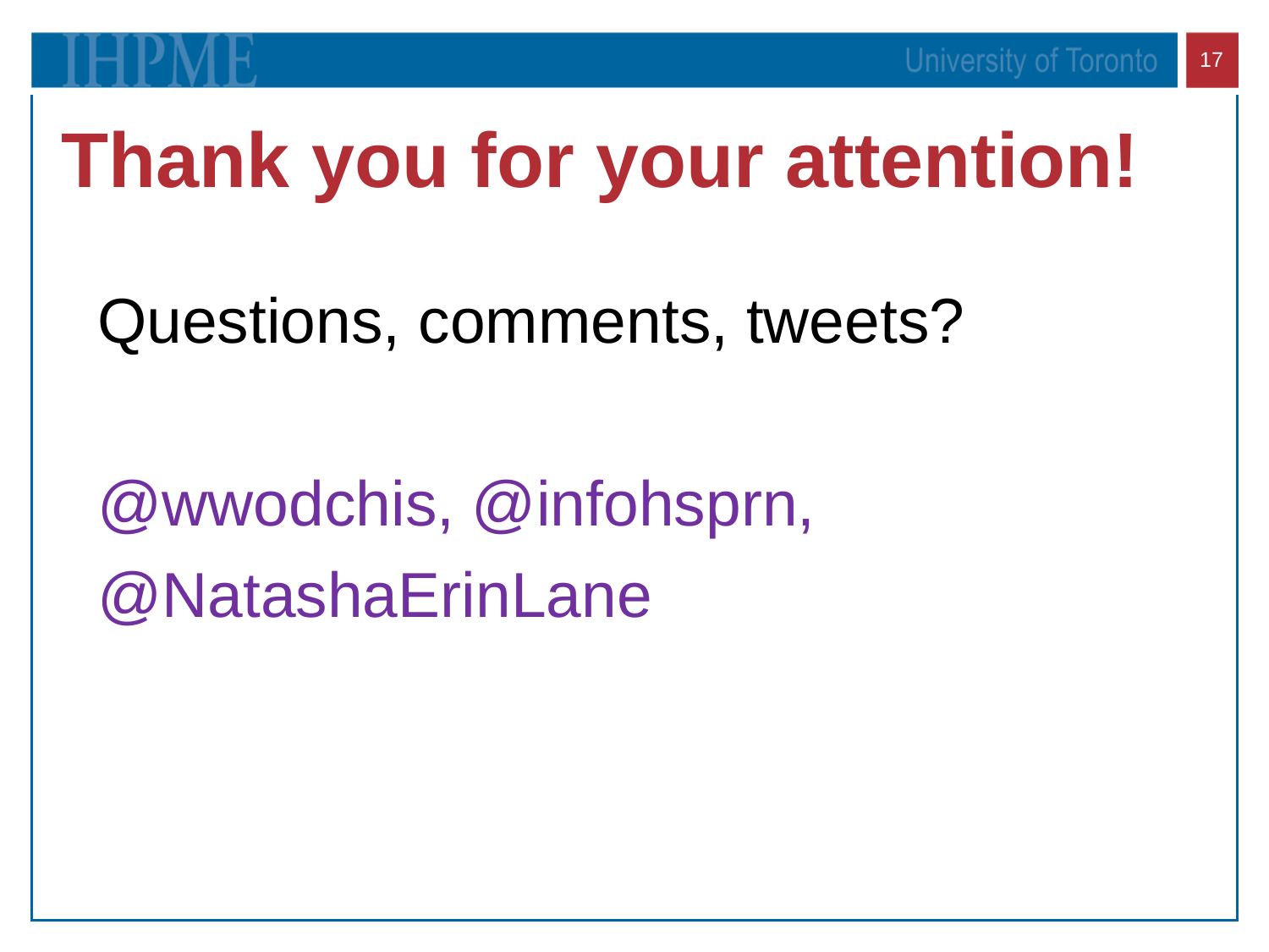# Thank you for your attention!

Questions, comments, tweets?

@wwodchis, @infohsprn, @NatashaErinLane